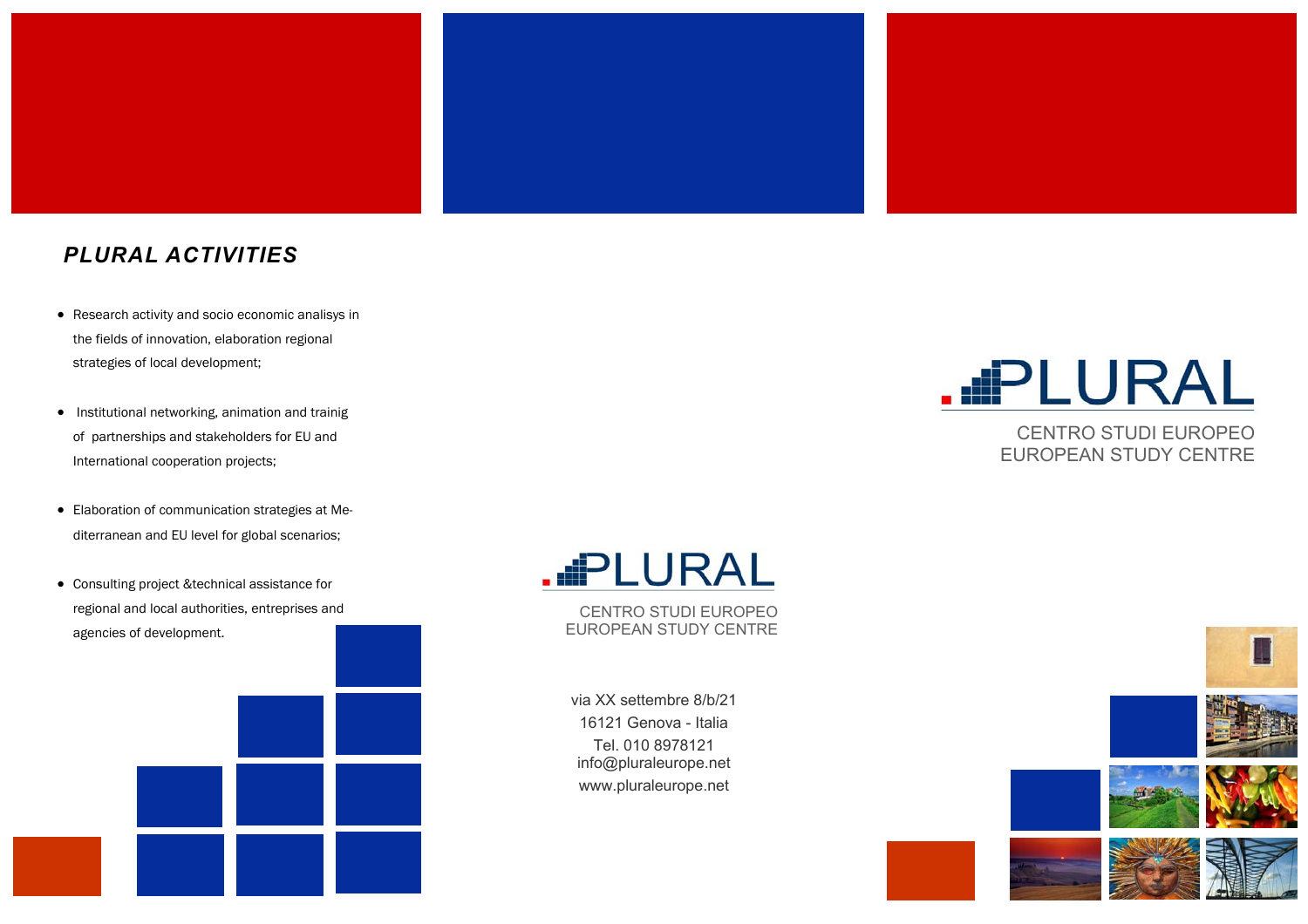## *PLURAL ACTIVITIES*

- Research activity and socio economic analisys in the fields of innovation, elaboration regional strategies of local development;
- Institutional networking, animation and trainig of partnerships and stakeholders for EU and International cooperation projects;
- Elaboration of communication strategies at Mediterranean and EU level for global scenarios;
- Consulting project &technical assistance for regional and local authorities, entreprises and agencies of development.

PLURAL

CENTRO STUDI EUROPEO
EUROPEAN STUDY CENTRE

via XX settembre 8/b/21
16121 Genova - Italia
Tel. 010 8978121
info@pluraleurope.net
www.pluraleurope.net

PLURAL

CENTRO STUDI EUROPEO
EUROPEAN STUDY CENTRE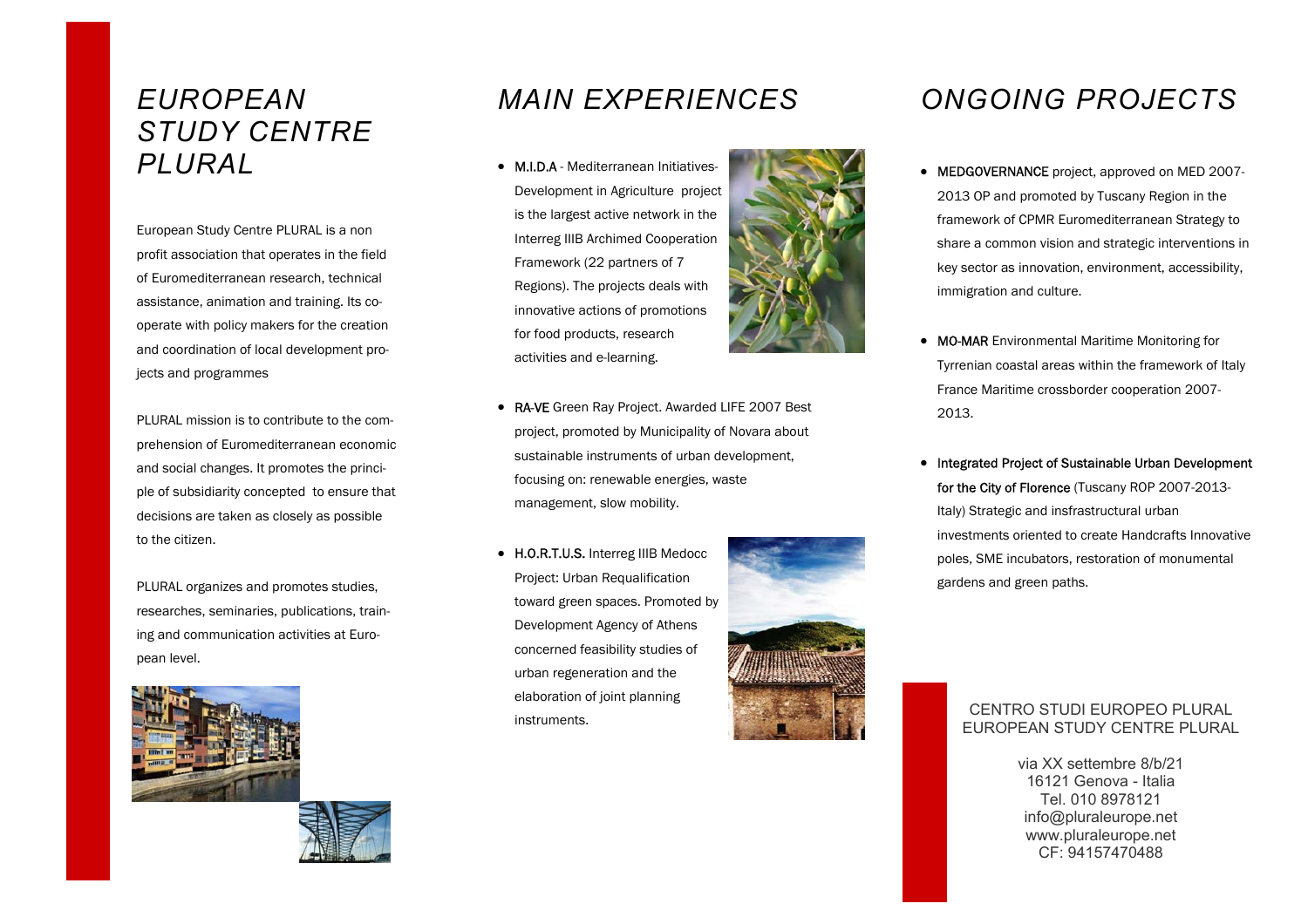# *EUROPEAN STUDY CENTRE PLURAL*

European Study Centre PLURAL is a non profit association that operates in the field of Euromediterranean research, technical assistance, animation and training. Its co-operate with policy makers for the creation and coordination of local development projects and programmes

PLURAL mission is to contribute to the comprehension of Euromediterranean economic and social changes. It promotes the principle of subsidiarity concepted to ensure that decisions are taken as closely as possible to the citizen.

PLURAL organizes and promotes studies, researches, seminaries, publications, training and communication activities at European level.

# *MAIN EXPERIENCES*

- **M.I.D.A** - Mediterranean Initiatives-Development in Agriculture project is the largest active network in the Interreg IIIB Archimed Cooperation Framework (22 partners of 7 Regions). The projects deals with innovative actions of promotions for food products, research activities and e-learning.
- **RA-VE** Green Ray Project. Awarded LIFE 2007 Best project, promoted by Municipality of Novara about sustainable instruments of urban development, focusing on: renewable energies, waste management, slow mobility.
- **H.O.R.T.U.S.** Interreg IIIB Medocc Project: Urban Requalification toward green spaces. Promoted by Development Agency of Athens concerned feasibility studies of urban regeneration and the elaboration of joint planning instruments.

# *ONGOING PROJECTS*

- **MEDGOVERNANCE** project, approved on MED 2007-2013 OP and promoted by Tuscany Region in the framework of CPMR Euromediterranean Strategy to share a common vision and strategic interventions in key sector as innovation, environment, accessibility, immigration and culture.
- **MO-MAR** Environmental Maritime Monitoring for Tyrrenian coastal areas within the framework of Italy France Maritime crossborder cooperation 2007-2013.
- **Integrated Project of Sustainable Urban Development for the City of Florence** (Tuscany ROP 2007-2013-Italy) Strategic and insfrastructural urban investments oriented to create Handcrafts Innovative poles, SME incubators, restoration of monumental gardens and green paths.

CENTRO STUDI EUROPEO PLURAL
EUROPEAN STUDY CENTRE PLURAL

via XX settembre 8/b/21
16121 Genova - Italia
Tel. 010 8978121
info@pluraleurope.net
www.pluraleurope.net
CF: 94157470488